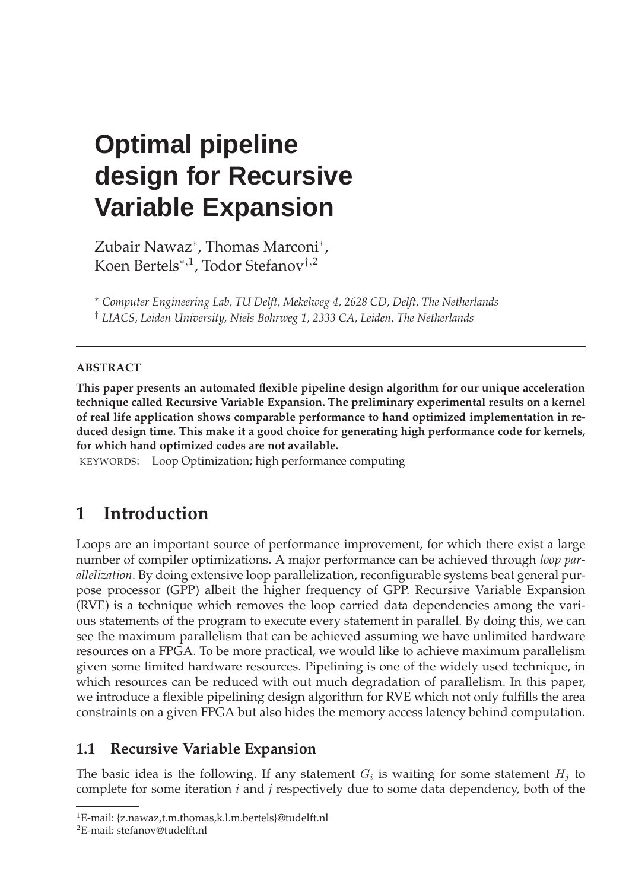# Optimal pipeline design for Recursive Variable Expansion

Zubair Nawaz*, Thomas Marconi*, Koen Bertels*,[1], Todor Stefanov†,[2]

* *Computer Engineering Lab, TU Delft, Mekelweg 4, 2628 CD, Delft, The Netherlands*
† *LIACS, Leiden University, Niels Bohrweg 1, 2333 CA, Leiden, The Netherlands*

---

**ABSTRACT**

**This paper presents an automated flexible pipeline design algorithm for our unique acceleration technique called Recursive Variable Expansion. The preliminary experimental results on a kernel of real life application shows comparable performance to hand optimized implementation in reduced design time. This make it a good choice for generating high performance code for kernels, for which hand optimized codes are not available.**

KEYWORDS: Loop Optimization; high performance computing

## 1 Introduction

Loops are an important source of performance improvement, for which there exist a large number of compiler optimizations. A major performance can be achieved through *loop parallelization*. By doing extensive loop parallelization, reconfigurable systems beat general purpose processor (GPP) albeit the higher frequency of GPP. Recursive Variable Expansion (RVE) is a technique which removes the loop carried data dependencies among the various statements of the program to execute every statement in parallel. By doing this, we can see the maximum parallelism that can be achieved assuming we have unlimited hardware resources on a FPGA. To be more practical, we would like to achieve maximum parallelism given some limited hardware resources. Pipelining is one of the widely used technique, in which resources can be reduced with out much degradation of parallelism. In this paper, we introduce a flexible pipelining design algorithm for RVE which not only fulfills the area constraints on a given FPGA but also hides the memory access latency behind computation.

### 1.1 Recursive Variable Expansion

The basic idea is the following. If any statement $G_i$ is waiting for some statement $H_j$ to complete for some iteration *i* and *j* respectively due to some data dependency, both of the

---

[1] E-mail: {z.nawaz,t.m.thomas,k.l.m.bertels}@tudelft.nl
[2] E-mail: stefanov@tudelft.nl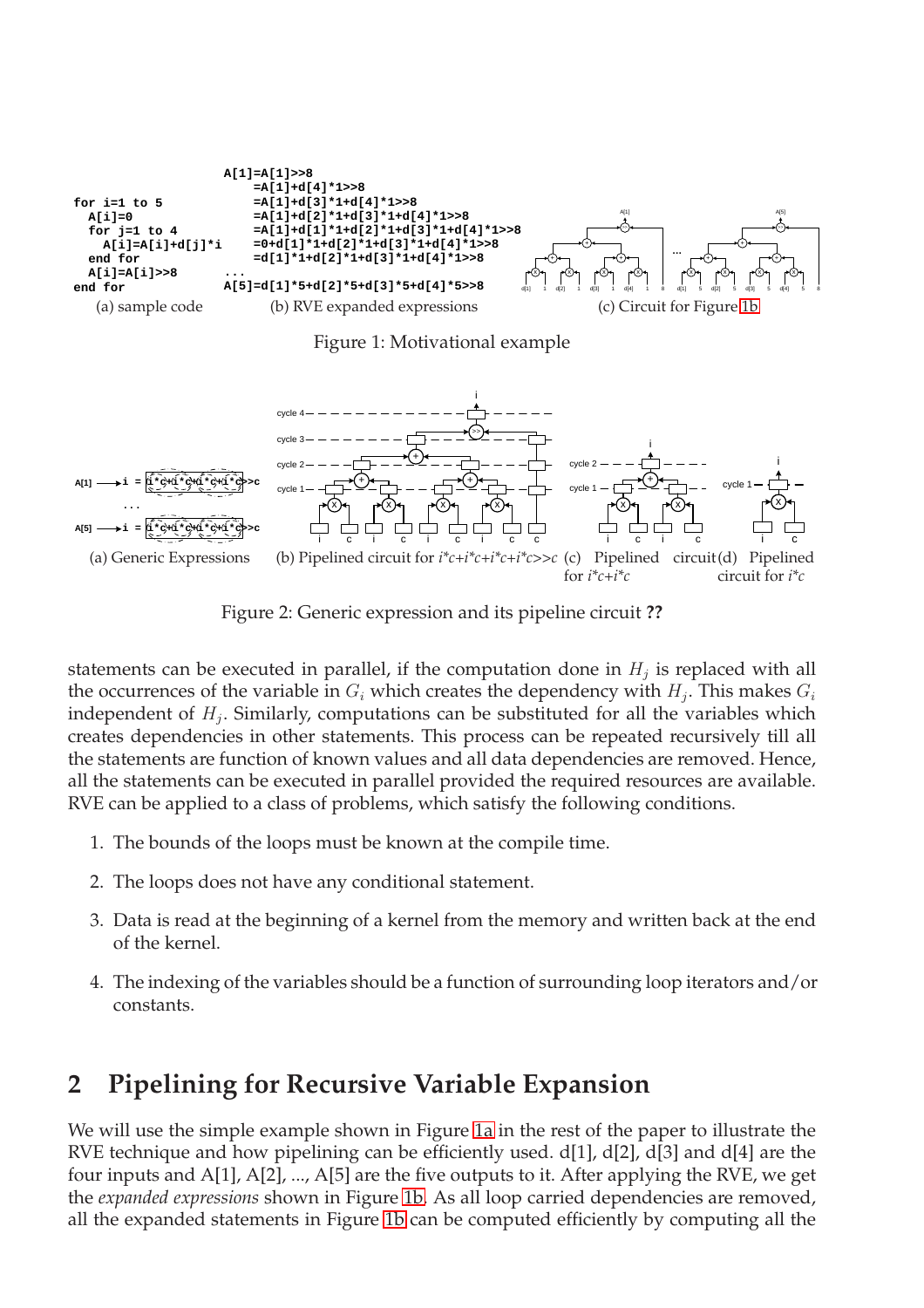```
for i=1 to 5
  A[i]=0
  for j=1 to 4
    A[i]=A[i]+d[j]*i
  end for
  A[i]=A[i]>>8
end for
```

(a) sample code

```
A[1]=A[1]>>8
    =A[1]+d[4]*1>>8
    =A[1]+d[3]*1+d[4]*1>>8
    =A[1]+d[2]*1+d[3]*1+d[4]*1>>8
    =A[1]+d[1]*1+d[2]*1+d[3]*1+d[4]*1>>8
    =0+d[1]*1+d[2]*1+d[3]*1+d[4]*1>>8
    =d[1]*1+d[2]*1+d[3]*1+d[4]*1>>8
...
A[5]=d[1]*5+d[2]*5+d[3]*5+d[4]*5>>8
```

(b) RVE expanded expressions

(c) Circuit for Figure 1b

Figure 1: Motivational example

(a) Generic Expressions (b) Pipelined circuit for *i\*c+i\*c+i\*c+i\*c>>c* (c) Pipelined circuit for *i\*c+i\*c* (d) Pipelined circuit for *i\*c*

Figure 2: Generic expression and its pipeline circuit **??**

statements can be executed in parallel, if the computation done in $H_j$ is replaced with all the occurrences of the variable in $G_i$ which creates the dependency with $H_j$. This makes $G_i$ independent of $H_j$. Similarly, computations can be substituted for all the variables which creates dependencies in other statements. This process can be repeated recursively till all the statements are function of known values and all data dependencies are removed. Hence, all the statements can be executed in parallel provided the required resources are available. RVE can be applied to a class of problems, which satisfy the following conditions.

1. The bounds of the loops must be known at the compile time.
2. The loops does not have any conditional statement.
3. Data is read at the beginning of a kernel from the memory and written back at the end of the kernel.
4. The indexing of the variables should be a function of surrounding loop iterators and/or constants.

## 2 Pipelining for Recursive Variable Expansion

We will use the simple example shown in Figure 1a in the rest of the paper to illustrate the RVE technique and how pipelining can be efficiently used. d[1], d[2], d[3] and d[4] are the four inputs and A[1], A[2], ..., A[5] are the five outputs to it. After applying the RVE, we get the *expanded expressions* shown in Figure 1b. As all loop carried dependencies are removed, all the expanded statements in Figure 1b can be computed efficiently by computing all the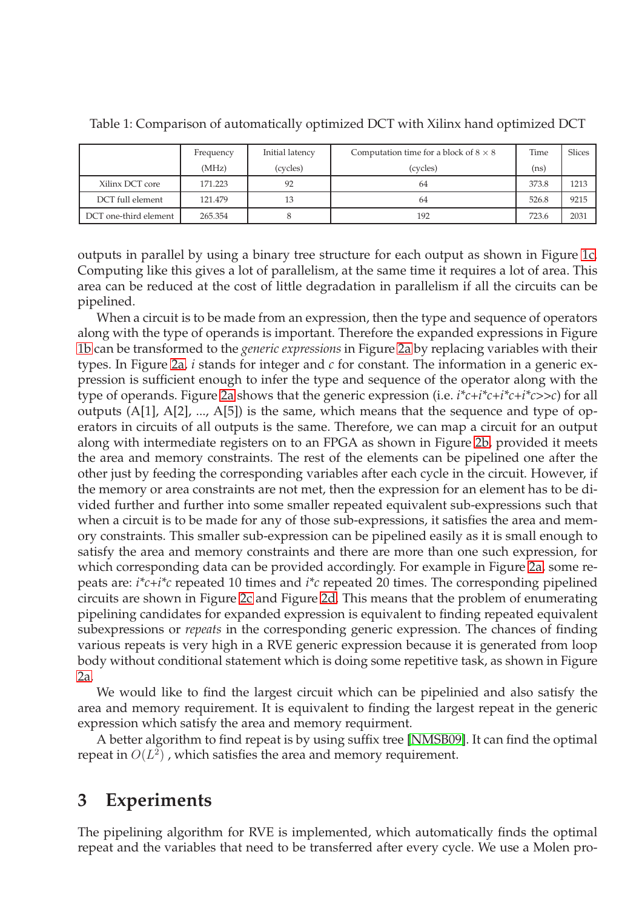Table 1: Comparison of automatically optimized DCT with Xilinx hand optimized DCT

| | Frequency (MHz) | Initial latency (cycles) | Computation time for a block of $8 \times 8$ (cycles) | Time (ns) | Slices |
|---|---|---|---|---|---|
| Xilinx DCT core | 171.223 | 92 | 64 | 373.8 | 1213 |
| DCT full element | 121.479 | 13 | 64 | 526.8 | 9215 |
| DCT one-third element | 265.354 | 8 | 192 | 723.6 | 2031 |

outputs in parallel by using a binary tree structure for each output as shown in Figure 1c. Computing like this gives a lot of parallelism, at the same time it requires a lot of area. This area can be reduced at the cost of little degradation in parallelism if all the circuits can be pipelined.

When a circuit is to be made from an expression, then the type and sequence of operators along with the type of operands is important. Therefore the expanded expressions in Figure 1b can be transformed to the *generic expressions* in Figure 2a by replacing variables with their types. In Figure 2a, *i* stands for integer and *c* for constant. The information in a generic expression is sufficient enough to infer the type and sequence of the operator along with the type of operands. Figure 2a shows that the generic expression (i.e. *i*\*c+i\*c+i\*c+i\*c>>c*) for all outputs (A[1], A[2], ..., A[5]) is the same, which means that the sequence and type of operators in circuits of all outputs is the same. Therefore, we can map a circuit for an output along with intermediate registers on to an FPGA as shown in Figure 2b, provided it meets the area and memory constraints. The rest of the elements can be pipelined one after the other just by feeding the corresponding variables after each cycle in the circuit. However, if the memory or area constraints are not met, then the expression for an element has to be divided further and further into some smaller repeated equivalent sub-expressions such that when a circuit is to be made for any of those sub-expressions, it satisfies the area and memory constraints. This smaller sub-expression can be pipelined easily as it is small enough to satisfy the area and memory constraints and there are more than one such expression, for which corresponding data can be provided accordingly. For example in Figure 2a, some repeats are: *i\*c+i\*c* repeated 10 times and *i\*c* repeated 20 times. The corresponding pipelined circuits are shown in Figure 2c and Figure 2d. This means that the problem of enumerating pipelining candidates for expanded expression is equivalent to finding repeated equivalent subexpressions or *repeats* in the corresponding generic expression. The chances of finding various repeats is very high in a RVE generic expression because it is generated from loop body without conditional statement which is doing some repetitive task, as shown in Figure 2a.

We would like to find the largest circuit which can be pipelinied and also satisfy the area and memory requirement. It is equivalent to finding the largest repeat in the generic expression which satisfy the area and memory requirment.

A better algorithm to find repeat is by using suffix tree [NMSB09]. It can find the optimal repeat in $O(L^2)$ , which satisfies the area and memory requirement.

## 3 Experiments

The pipelining algorithm for RVE is implemented, which automatically finds the optimal repeat and the variables that need to be transferred after every cycle. We use a Molen pro-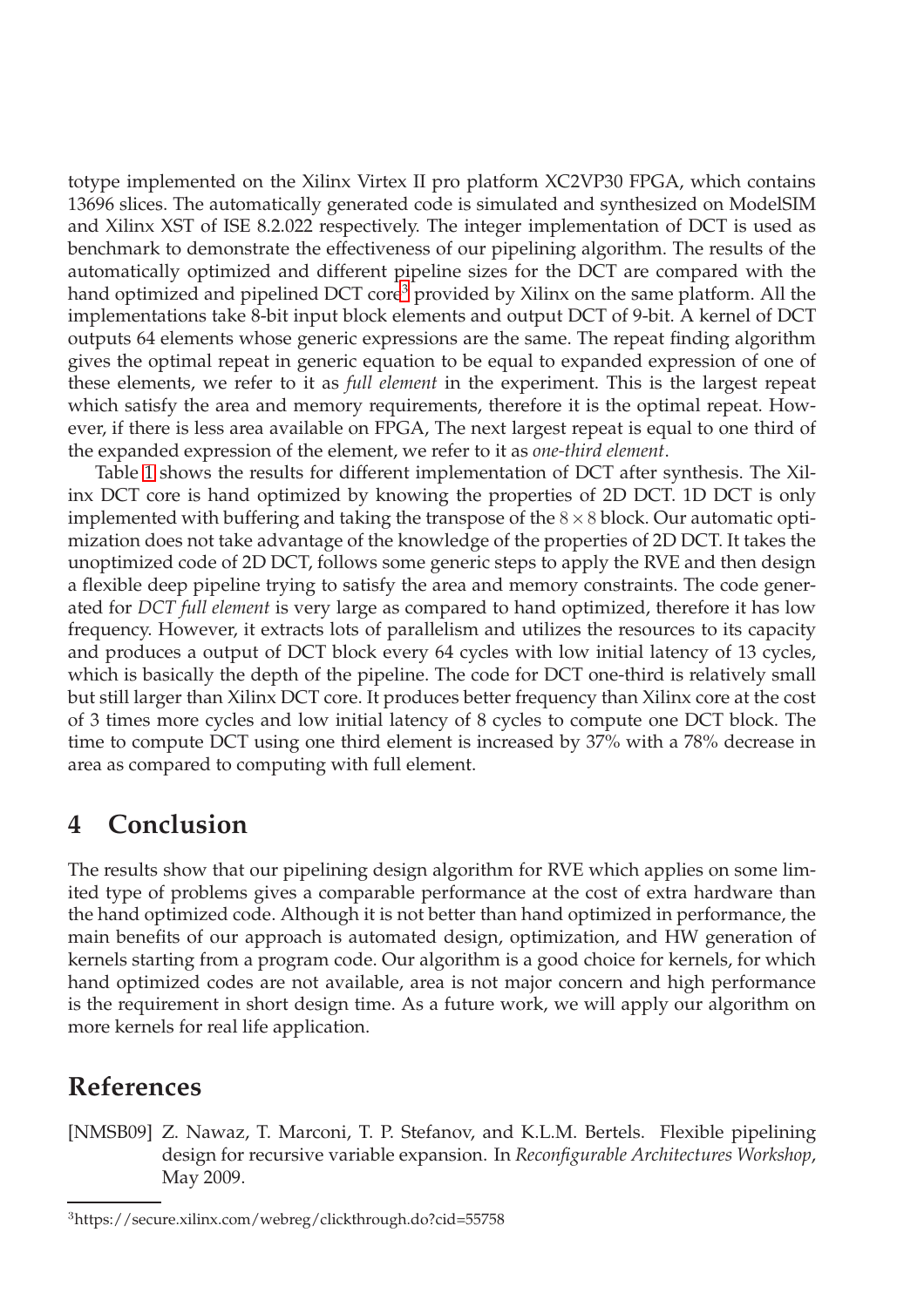totype implemented on the Xilinx Virtex II pro platform XC2VP30 FPGA, which contains 13696 slices. The automatically generated code is simulated and synthesized on ModelSIM and Xilinx XST of ISE 8.2.022 respectively. The integer implementation of DCT is used as benchmark to demonstrate the effectiveness of our pipelining algorithm. The results of the automatically optimized and different pipeline sizes for the DCT are compared with the hand optimized and pipelined DCT core[3] provided by Xilinx on the same platform. All the implementations take 8-bit input block elements and output DCT of 9-bit. A kernel of DCT outputs 64 elements whose generic expressions are the same. The repeat finding algorithm gives the optimal repeat in generic equation to be equal to expanded expression of one of these elements, we refer to it as *full element* in the experiment. This is the largest repeat which satisfy the area and memory requirements, therefore it is the optimal repeat. However, if there is less area available on FPGA, The next largest repeat is equal to one third of the expanded expression of the element, we refer to it as *one-third element*.

Table 1 shows the results for different implementation of DCT after synthesis. The Xilinx DCT core is hand optimized by knowing the properties of 2D DCT. 1D DCT is only implemented with buffering and taking the transpose of the $8 \times 8$ block. Our automatic optimization does not take advantage of the knowledge of the properties of 2D DCT. It takes the unoptimized code of 2D DCT, follows some generic steps to apply the RVE and then design a flexible deep pipeline trying to satisfy the area and memory constraints. The code generated for *DCT full element* is very large as compared to hand optimized, therefore it has low frequency. However, it extracts lots of parallelism and utilizes the resources to its capacity and produces a output of DCT block every 64 cycles with low initial latency of 13 cycles, which is basically the depth of the pipeline. The code for DCT one-third is relatively small but still larger than Xilinx DCT core. It produces better frequency than Xilinx core at the cost of 3 times more cycles and low initial latency of 8 cycles to compute one DCT block. The time to compute DCT using one third element is increased by 37% with a 78% decrease in area as compared to computing with full element.

## 4 Conclusion

The results show that our pipelining design algorithm for RVE which applies on some limited type of problems gives a comparable performance at the cost of extra hardware than the hand optimized code. Although it is not better than hand optimized in performance, the main benefits of our approach is automated design, optimization, and HW generation of kernels starting from a program code. Our algorithm is a good choice for kernels, for which hand optimized codes are not available, area is not major concern and high performance is the requirement in short design time. As a future work, we will apply our algorithm on more kernels for real life application.

## References

[NMSB09] Z. Nawaz, T. Marconi, T. P. Stefanov, and K.L.M. Bertels. Flexible pipelining design for recursive variable expansion. In *Reconfigurable Architectures Workshop*, May 2009.

[3] https://secure.xilinx.com/webreg/clickthrough.do?cid=55758